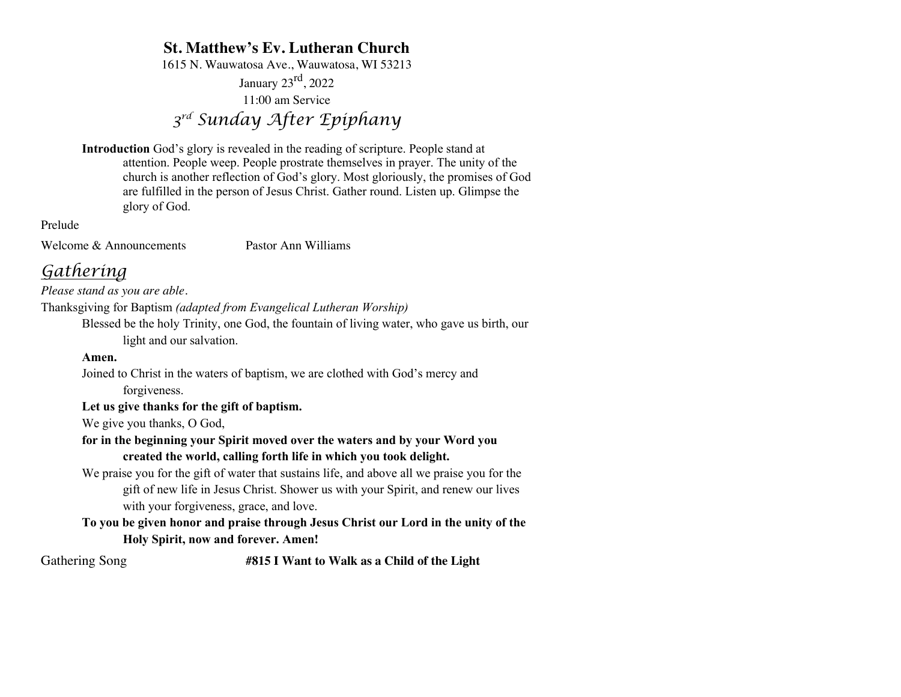# St. Matthew's Ev. Lutheran Church

1615 N. Wauwatosa Ave., Wauwatosa, WI 53213

January 23rd, 2022

11:00 am Service

## *3rd Sunday After Epiphany*

**Introduction** God's glory is revealed in the reading of scripture. People stand at attention. People weep. People prostrate themselves in prayer. The unity of the church is another reflection of God's glory. Most gloriously, the promises of God are fulfilled in the person of Jesus Christ. Gather round. Listen up. Glimpse the glory of God.

Prelude

Welcome & Announcements Pastor Ann Williams

## *Gathering*

*Please stand as you are able.*

Thanksgiving for Baptism *(adapted from Evangelical Lutheran Worship)*

Blessed be the holy Trinity, one God, the fountain of living water, who gave us birth, our light and our salvation.

**Amen.**

Joined to Christ in the waters of baptism, we are clothed with God's mercy and forgiveness.

**Let us give thanks for the gift of baptism.**

We give you thanks, O God,

**for in the beginning your Spirit moved over the waters and by your Word you created the world, calling forth life in which you took delight.**

We praise you for the gift of water that sustains life, and above all we praise you for the gift of new life in Jesus Christ. Shower us with your Spirit, and renew our lives with your forgiveness, grace, and love.

**To you be given honor and praise through Jesus Christ our Lord in the unity of the Holy Spirit, now and forever. Amen!**

Gathering Song **#815 I Want to Walk as a Child of the Light**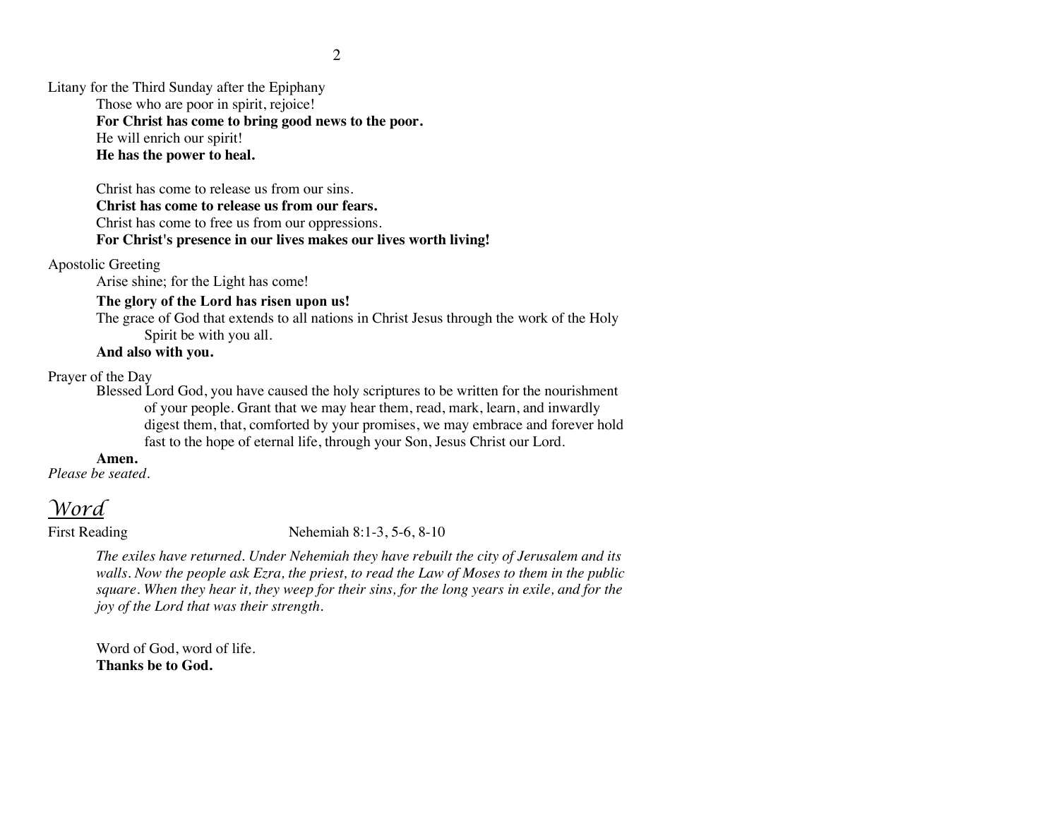Litany for the Third Sunday after the Epiphany

Those who are poor in spirit, rejoice!
**For Christ has come to bring good news to the poor.**
He will enrich our spirit!
**He has the power to heal.**

Christ has come to release us from our sins.
**Christ has come to release us from our fears.**
Christ has come to free us from our oppressions.
**For Christ's presence in our lives makes our lives worth living!**

Apostolic Greeting

Arise shine; for the Light has come!
**The glory of the Lord has risen upon us!**
The grace of God that extends to all nations in Christ Jesus through the work of the Holy Spirit be with you all.
**And also with you.**

Prayer of the Day

Blessed Lord God, you have caused the holy scriptures to be written for the nourishment of your people. Grant that we may hear them, read, mark, learn, and inwardly digest them, that, comforted by your promises, we may embrace and forever hold fast to the hope of eternal life, through your Son, Jesus Christ our Lord.
**Amen.**

*Please be seated.*

## *Word*

First Reading Nehemiah 8:1-3, 5-6, 8-10

*The exiles have returned. Under Nehemiah they have rebuilt the city of Jerusalem and its walls. Now the people ask Ezra, the priest, to read the Law of Moses to them in the public square. When they hear it, they weep for their sins, for the long years in exile, and for the joy of the Lord that was their strength.*

Word of God, word of life.
**Thanks be to God.**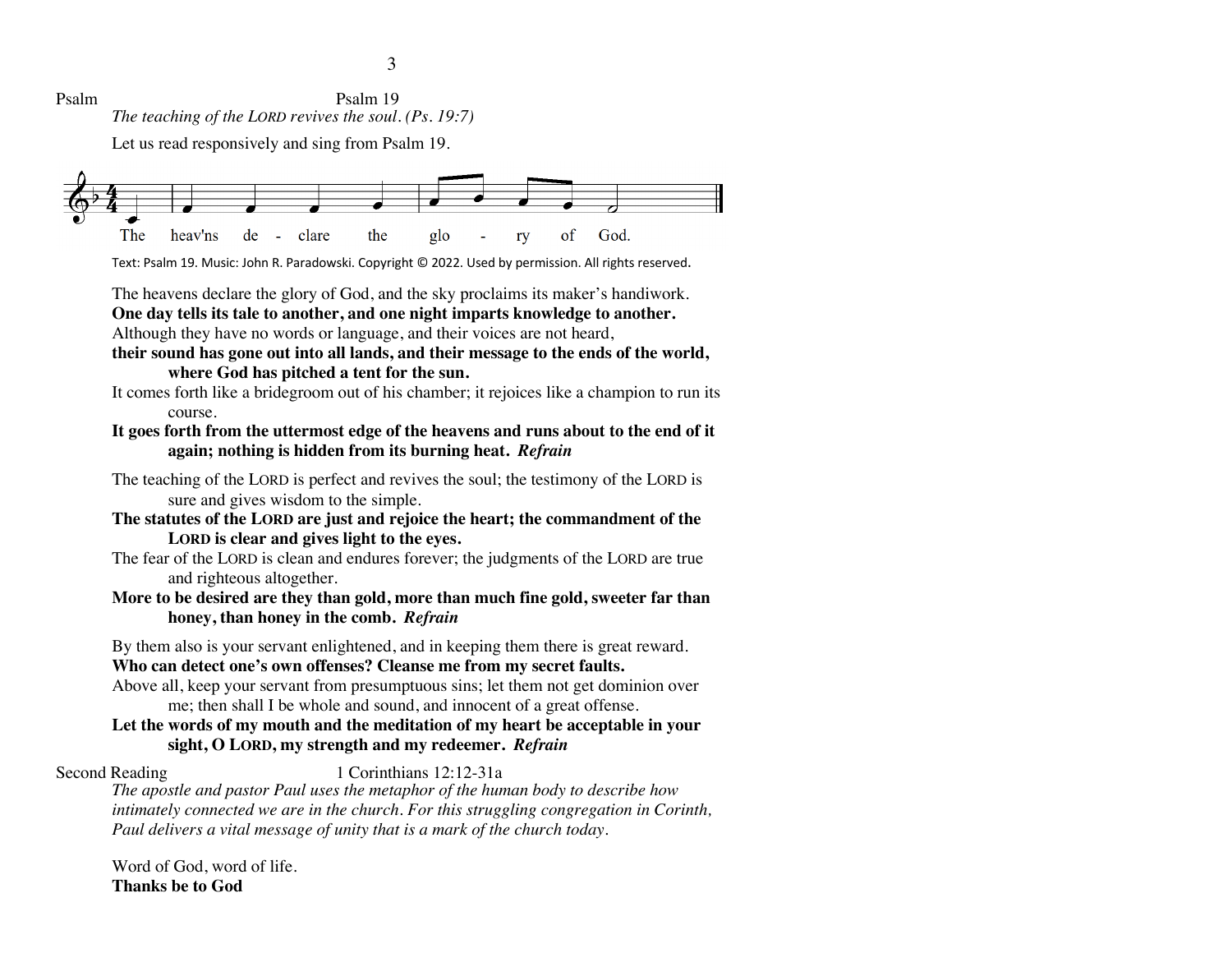Psalm Psalm 19

*The teaching of the LORD revives the soul. (Ps. 19:7)*

Let us read responsively and sing from Psalm 19.

The heav'ns de - clare the glo - ry of God.

Text: Psalm 19. Music: John R. Paradowski. Copyright © 2022. Used by permission. All rights reserved.

The heavens declare the glory of God, and the sky proclaims its maker's handiwork.
**One day tells its tale to another, and one night imparts knowledge to another.**
Although they have no words or language, and their voices are not heard,
**their sound has gone out into all lands, and their message to the ends of the world, where God has pitched a tent for the sun.**
It comes forth like a bridegroom out of his chamber; it rejoices like a champion to run its course.
**It goes forth from the uttermost edge of the heavens and runs about to the end of it again; nothing is hidden from its burning heat.** ***Refrain***

The teaching of the LORD is perfect and revives the soul; the testimony of the LORD is sure and gives wisdom to the simple.
**The statutes of the LORD are just and rejoice the heart; the commandment of the LORD is clear and gives light to the eyes.**
The fear of the LORD is clean and endures forever; the judgments of the LORD are true and righteous altogether.
**More to be desired are they than gold, more than much fine gold, sweeter far than honey, than honey in the comb.** ***Refrain***

By them also is your servant enlightened, and in keeping them there is great reward.
**Who can detect one's own offenses? Cleanse me from my secret faults.**
Above all, keep your servant from presumptuous sins; let them not get dominion over me; then shall I be whole and sound, and innocent of a great offense.
**Let the words of my mouth and the meditation of my heart be acceptable in your sight, O LORD, my strength and my redeemer.** ***Refrain***

Second Reading 1 Corinthians 12:12-31a

*The apostle and pastor Paul uses the metaphor of the human body to describe how intimately connected we are in the church. For this struggling congregation in Corinth, Paul delivers a vital message of unity that is a mark of the church today.*

Word of God, word of life.
**Thanks be to God**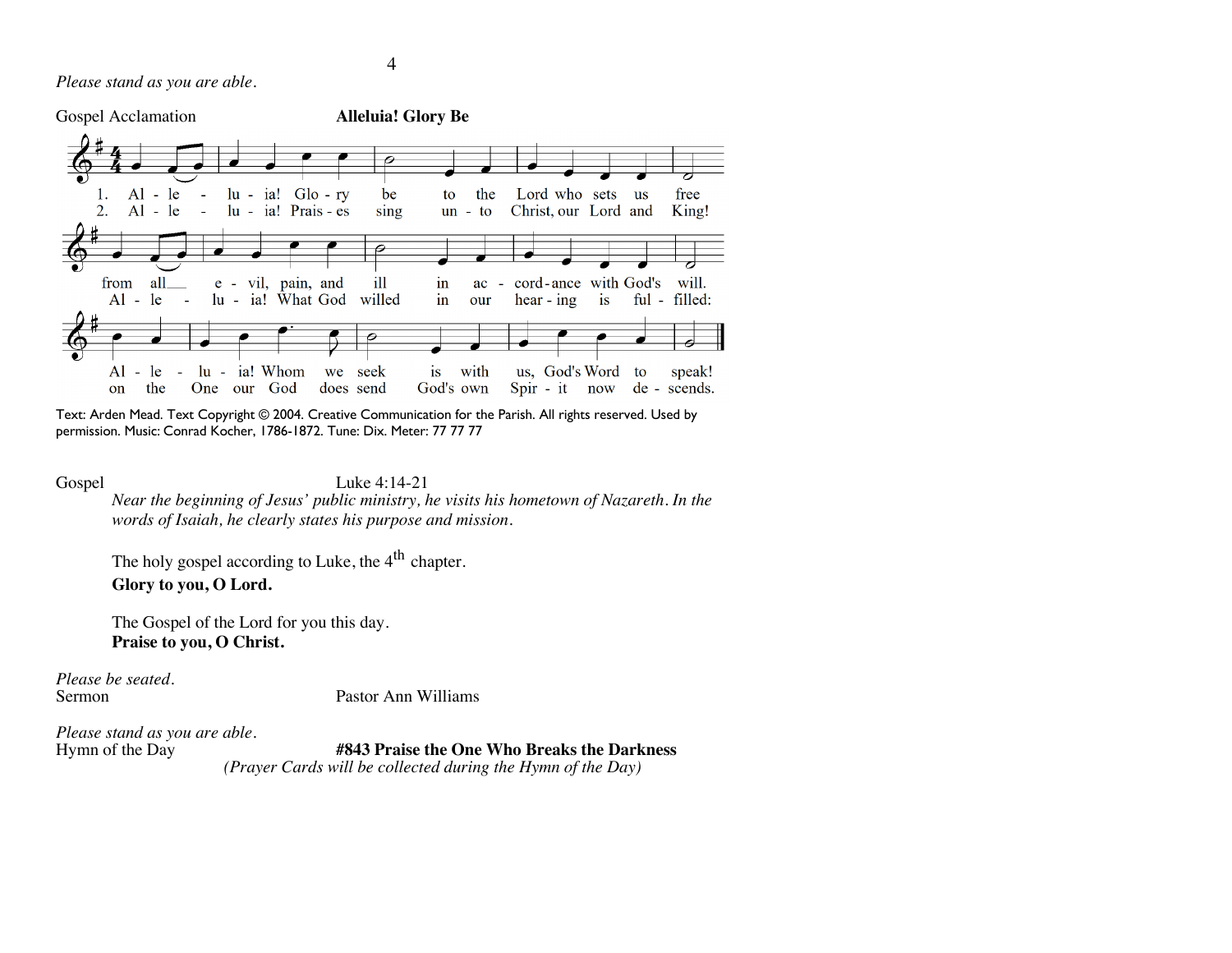*Please stand as you are able.*

Gospel Acclamation **Alleluia! Glory Be**

1. Al - le - lu - ia! Glo - ry be to the Lord who sets us free from all e - vil, pain, and ill in ac - cord - ance with God's will. Al - le - lu - ia! Whom we seek is with us, God's Word to speak!

2. Al - le - lu - ia! Prais - es sing un - to Christ, our Lord and King! Al - le - lu - ia! What God willed in our hear - ing is ful - filled: on the One our God does send God's own Spir - it now de - scends.

Text: Arden Mead. Text Copyright © 2004. Creative Communication for the Parish. All rights reserved. Used by permission. Music: Conrad Kocher, 1786-1872. Tune: Dix. Meter: 77 77 77

Gospel Luke 4:14-21

*Near the beginning of Jesus' public ministry, he visits his hometown of Nazareth. In the words of Isaiah, he clearly states his purpose and mission.*

The holy gospel according to Luke, the 4th chapter.
**Glory to you, O Lord.**

The Gospel of the Lord for you this day.
**Praise to you, O Christ.**

*Please be seated.*
Sermon Pastor Ann Williams

*Please stand as you are able.*
Hymn of the Day **#843 Praise the One Who Breaks the Darkness**
*(Prayer Cards will be collected during the Hymn of the Day)*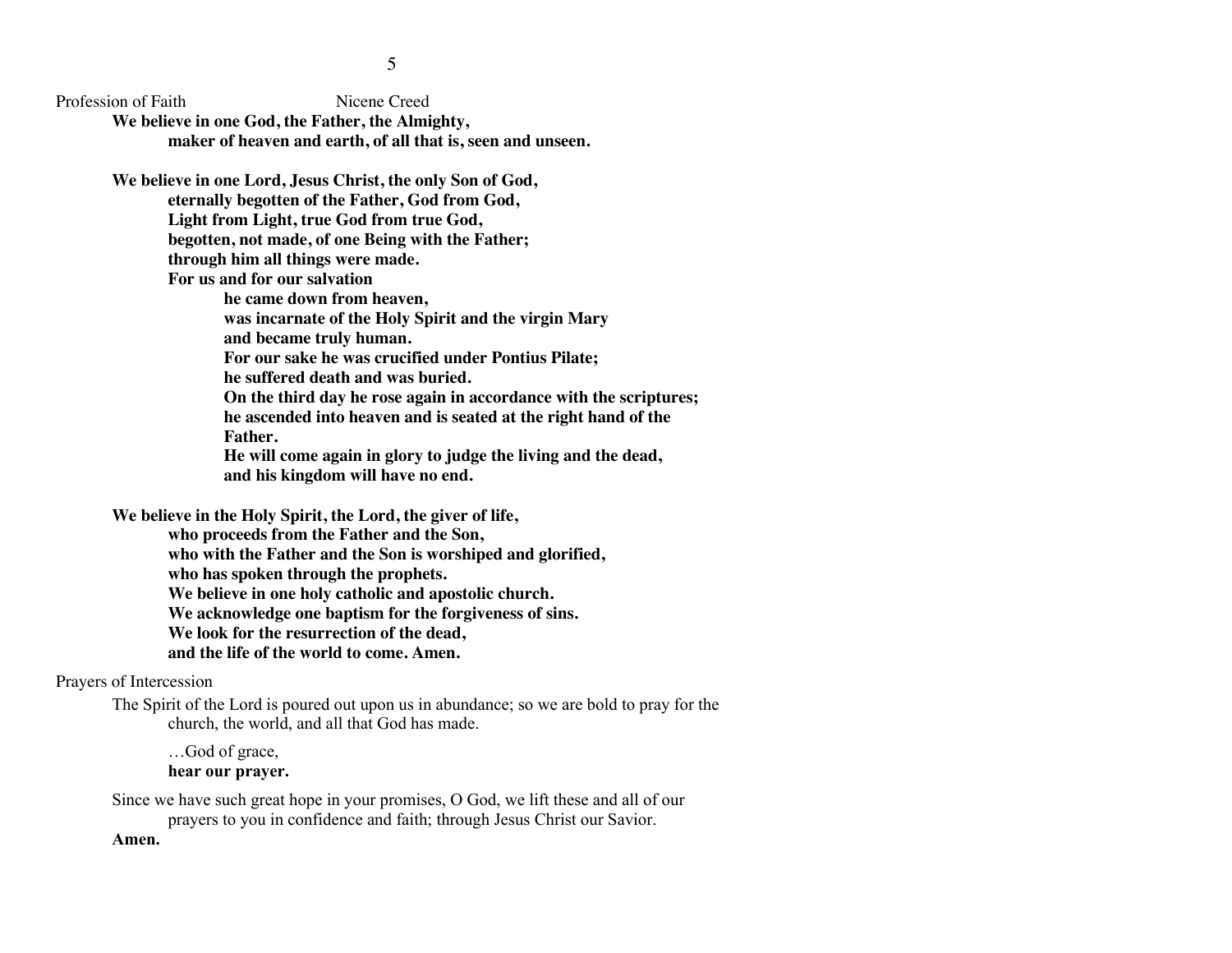Profession of Faith  Nicene Creed

**We believe in one God, the Father, the Almighty,**
**maker of heaven and earth, of all that is, seen and unseen.**

**We believe in one Lord, Jesus Christ, the only Son of God,**
**eternally begotten of the Father, God from God,**
**Light from Light, true God from true God,**
**begotten, not made, of one Being with the Father;**
**through him all things were made.**
**For us and for our salvation**
**he came down from heaven,**
**was incarnate of the Holy Spirit and the virgin Mary**
**and became truly human.**
**For our sake he was crucified under Pontius Pilate;**
**he suffered death and was buried.**
**On the third day he rose again in accordance with the scriptures;**
**he ascended into heaven and is seated at the right hand of the Father.**
**He will come again in glory to judge the living and the dead,**
**and his kingdom will have no end.**

**We believe in the Holy Spirit, the Lord, the giver of life,**
**who proceeds from the Father and the Son,**
**who with the Father and the Son is worshiped and glorified,**
**who has spoken through the prophets.**
**We believe in one holy catholic and apostolic church.**
**We acknowledge one baptism for the forgiveness of sins.**
**We look for the resurrection of the dead,**
**and the life of the world to come. Amen.**

Prayers of Intercession

The Spirit of the Lord is poured out upon us in abundance; so we are bold to pray for the church, the world, and all that God has made.

…God of grace,
**hear our prayer.**

Since we have such great hope in your promises, O God, we lift these and all of our prayers to you in confidence and faith; through Jesus Christ our Savior.
**Amen.**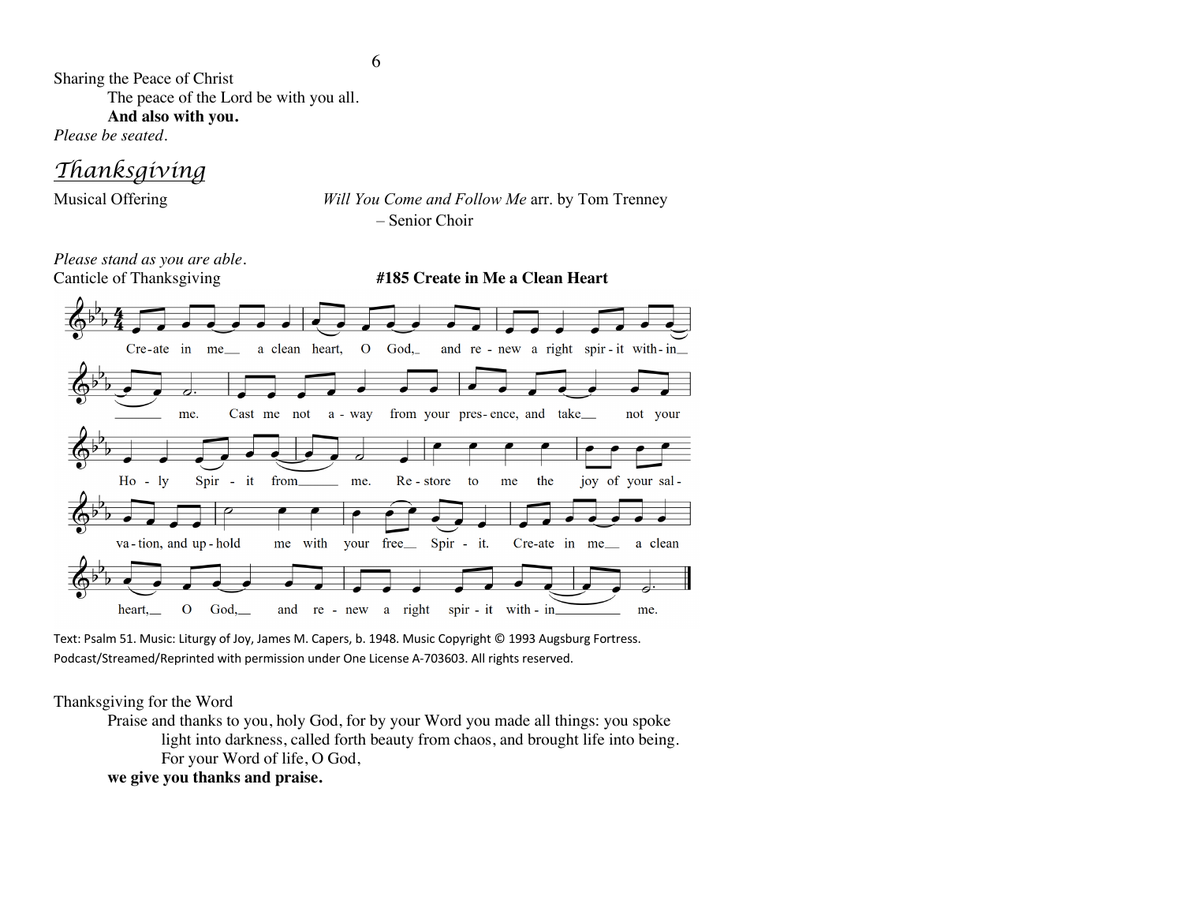Sharing the Peace of Christ

The peace of the Lord be with you all.

**And also with you.**

*Please be seated.*

## *Thanksgiving*

Musical Offering *Will You Come and Follow Me* arr. by Tom Trenney – Senior Choir

*Please stand as you are able.*

Canticle of Thanksgiving **#185 Create in Me a Clean Heart**

Create in me a clean heart, O God, and renew a right spirit within me. Cast me not away from your presence, and take not your Holy Spirit from me. Restore to me the joy of your salvation, and uphold me with your free Spirit. Create in me a clean heart, O God, and renew a right spirit within me.

Text: Psalm 51. Music: Liturgy of Joy, James M. Capers, b. 1948. Music Copyright © 1993 Augsburg Fortress. Podcast/Streamed/Reprinted with permission under One License A-703603. All rights reserved.

Thanksgiving for the Word

Praise and thanks to you, holy God, for by your Word you made all things: you spoke light into darkness, called forth beauty from chaos, and brought life into being. For your Word of life, O God,

**we give you thanks and praise.**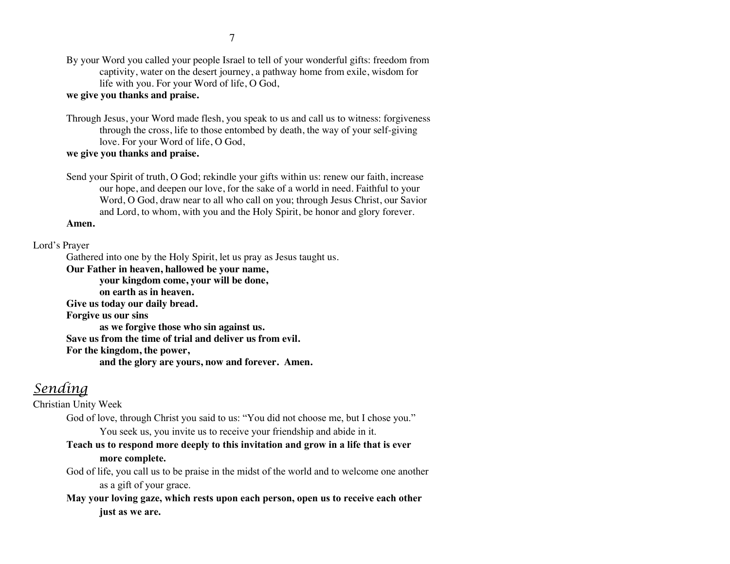By your Word you called your people Israel to tell of your wonderful gifts: freedom from captivity, water on the desert journey, a pathway home from exile, wisdom for life with you. For your Word of life, O God,
**we give you thanks and praise.**

Through Jesus, your Word made flesh, you speak to us and call us to witness: forgiveness through the cross, life to those entombed by death, the way of your self-giving love. For your Word of life, O God,
**we give you thanks and praise.**

Send your Spirit of truth, O God; rekindle your gifts within us: renew our faith, increase our hope, and deepen our love, for the sake of a world in need. Faithful to your Word, O God, draw near to all who call on you; through Jesus Christ, our Savior and Lord, to whom, with you and the Holy Spirit, be honor and glory forever.
**Amen.**

Lord's Prayer

Gathered into one by the Holy Spirit, let us pray as Jesus taught us.
**Our Father in heaven, hallowed be your name,**
**your kingdom come, your will be done,**
**on earth as in heaven.**
**Give us today our daily bread.**
**Forgive us our sins**
**as we forgive those who sin against us.**
**Save us from the time of trial and deliver us from evil.**
**For the kingdom, the power,**
**and the glory are yours, now and forever. Amen.**

## *Sending*

Christian Unity Week

God of love, through Christ you said to us: "You did not choose me, but I chose you." You seek us, you invite us to receive your friendship and abide in it.
**Teach us to respond more deeply to this invitation and grow in a life that is ever more complete.**

God of life, you call us to be praise in the midst of the world and to welcome one another as a gift of your grace.
**May your loving gaze, which rests upon each person, open us to receive each other just as we are.**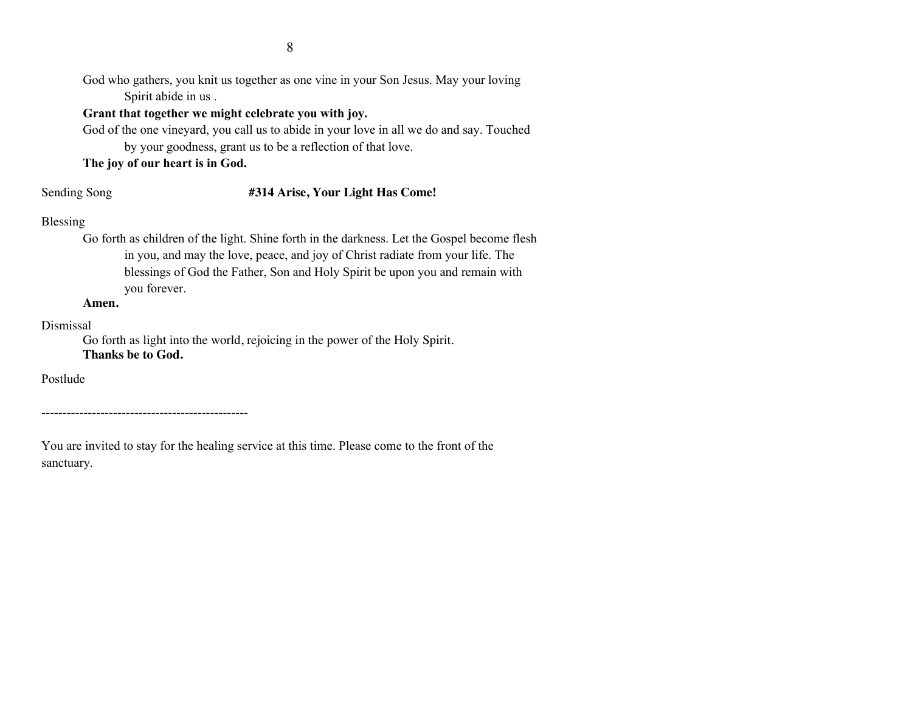God who gathers, you knit us together as one vine in your Son Jesus. May your loving Spirit abide in us .

**Grant that together we might celebrate you with joy.**

God of the one vineyard, you call us to abide in your love in all we do and say. Touched by your goodness, grant us to be a reflection of that love.

**The joy of our heart is in God.**

Sending Song **#314 Arise, Your Light Has Come!**

Blessing

Go forth as children of the light. Shine forth in the darkness. Let the Gospel become flesh in you, and may the love, peace, and joy of Christ radiate from your life. The blessings of God the Father, Son and Holy Spirit be upon you and remain with you forever.

**Amen.**

Dismissal

Go forth as light into the world, rejoicing in the power of the Holy Spirit.

**Thanks be to God.**

Postlude

------------------------------------------------

You are invited to stay for the healing service at this time. Please come to the front of the sanctuary.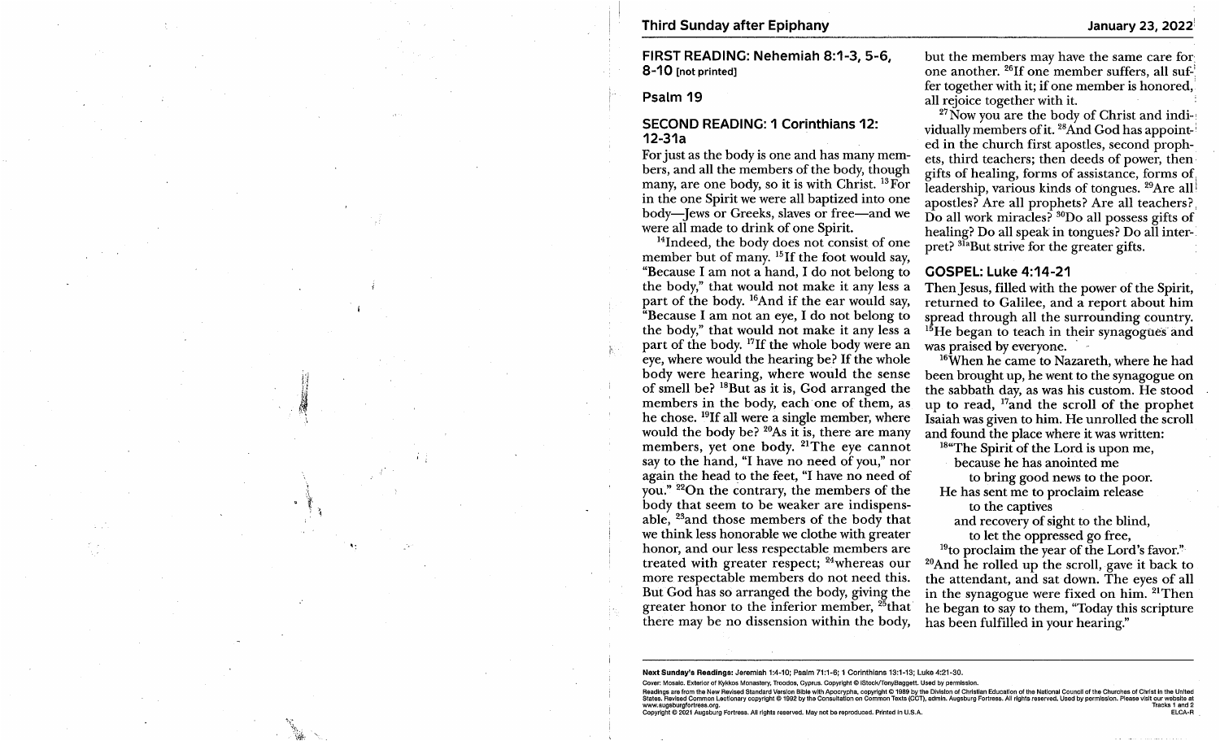## Third Sunday after Epiphany

January 23, 2022

### FIRST READING: Nehemiah 8:1-3, 5-6, 8-10 [not printed]

### Psalm 19

### SECOND READING: 1 Corinthians 12: 12-31a

For just as the body is one and has many members, and all the members of the body, though many, are one body, so it is with Christ. [13]For in the one Spirit we were all baptized into one body—Jews or Greeks, slaves or free—and we were all made to drink of one Spirit.

[14]Indeed, the body does not consist of one member but of many. [15]If the foot would say, "Because I am not a hand, I do not belong to the body," that would not make it any less a part of the body. [16]And if the ear would say, "Because I am not an eye, I do not belong to the body," that would not make it any less a part of the body. [17]If the whole body were an eye, where would the hearing be? If the whole body were hearing, where would the sense of smell be? [18]But as it is, God arranged the members in the body, each one of them, as he chose. [19]If all were a single member, where would the body be? [20]As it is, there are many members, yet one body. [21]The eye cannot say to the hand, "I have no need of you," nor again the head to the feet, "I have no need of you." [22]On the contrary, the members of the body that seem to be weaker are indispensable, [23]and those members of the body that we think less honorable we clothe with greater honor, and our less respectable members are treated with greater respect; [24]whereas our more respectable members do not need this. But God has so arranged the body, giving the greater honor to the inferior member, [25]that there may be no dissension within the body, but the members may have the same care for one another. [26]If one member suffers, all suffer together with it; if one member is honored, all rejoice together with it.

[27]Now you are the body of Christ and individually members of it. [28]And God has appointed in the church first apostles, second prophets, third teachers; then deeds of power, then gifts of healing, forms of assistance, forms of leadership, various kinds of tongues. [29]Are all apostles? Are all prophets? Are all teachers? Do all work miracles? [30]Do all possess gifts of healing? Do all speak in tongues? Do all interpret? [31a]But strive for the greater gifts.

### GOSPEL: Luke 4:14-21

Then Jesus, filled with the power of the Spirit, returned to Galilee, and a report about him spread through all the surrounding country. [15]He began to teach in their synagogues and was praised by everyone.

[16]When he came to Nazareth, where he had been brought up, he went to the synagogue on the sabbath day, as was his custom. He stood up to read, [17]and the scroll of the prophet Isaiah was given to him. He unrolled the scroll and found the place where it was written:

[18]"The Spirit of the Lord is upon me,  
because he has anointed me  
to bring good news to the poor.  
He has sent me to proclaim release  
to the captives  
and recovery of sight to the blind,  
to let the oppressed go free,  
[19]to proclaim the year of the Lord's favor."

[20]And he rolled up the scroll, gave it back to the attendant, and sat down. The eyes of all in the synagogue were fixed on him. [21]Then he began to say to them, "Today this scripture has been fulfilled in your hearing."

---

**Next Sunday's Readings:** Jeremiah 1:4-10; Psalm 71:1-6; 1 Corinthians 13:1-13; Luke 4:21-30.

Cover: Mosaic. Exterior of Kykkos Monastery, Troodos, Cyprus. Copyright © iStock/TonyBaggett. Used by permission.

Readings are from the New Revised Standard Version Bible with Apocrypha, copyright © 1989 by the Division of Christian Education of the National Council of the Churches of Christ in the United States. Revised Common Lectionary copyright © 1992 by the Consultation on Common Texts (CCT), admin. Augsburg Fortress. All rights reserved. Used by permission. Please visit our website at www.augsburgfortress.org. Tracks 1 and 2

Copyright © 2021 Augsburg Fortress. All rights reserved. May not be reproduced. Printed in U.S.A. ELCA-R